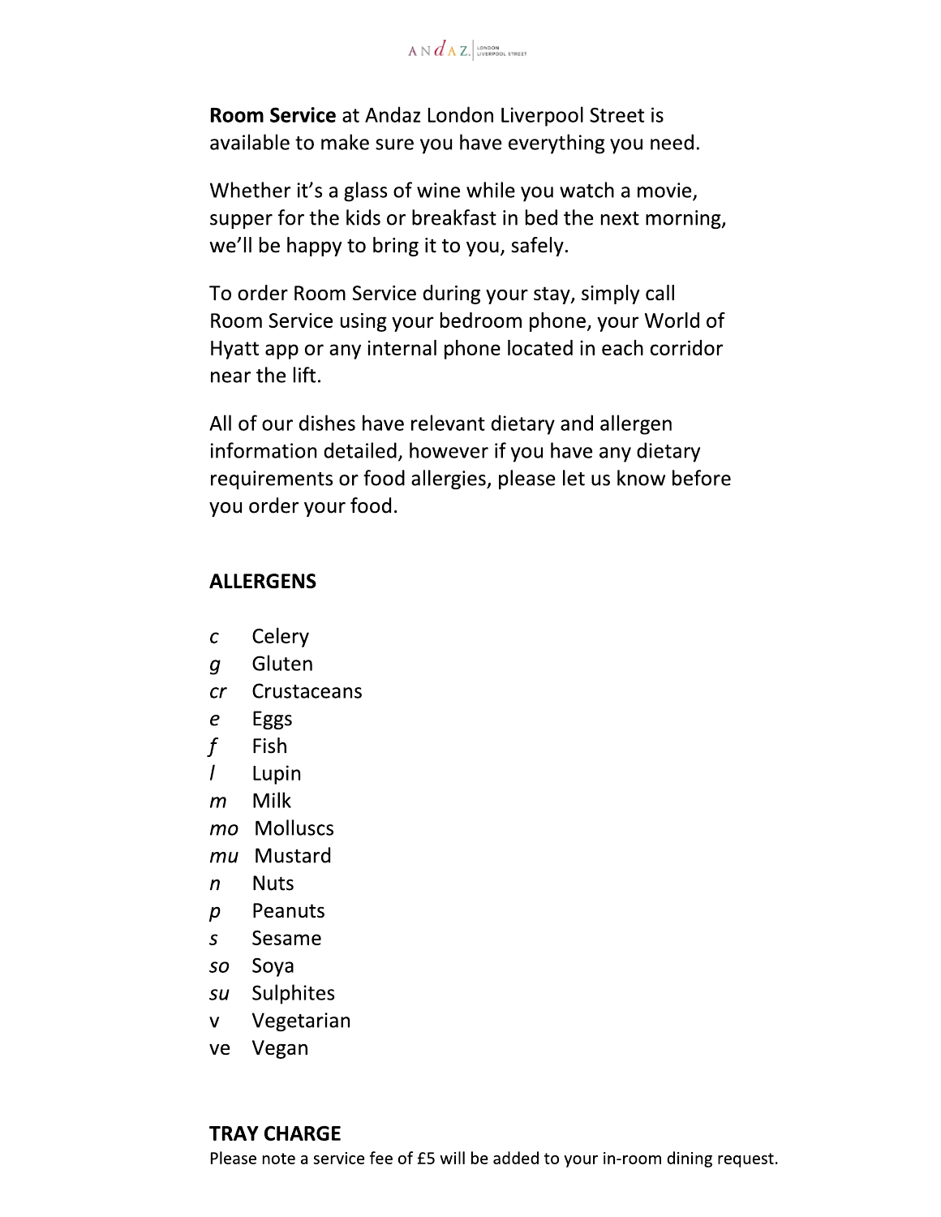**Room Service** at Andaz London Liverpool Street is available to make sure you have everything you need.

Whether it's a glass of wine while you watch a movie, supper for the kids or breakfast in bed the next morning, we'll be happy to bring it to you, safely.

To order Room Service during your stay, simply call Room Service using your bedroom phone, your World of Hyatt app or any internal phone located in each corridor near the lift.

All of our dishes have relevant dietary and allergen information detailed, however if you have any dietary requirements or food allergies, please let us know before you order your food.

**ALLERGENS**

*c* Celery
*g* Gluten
*cr* Crustaceans
*e* Eggs
*f* Fish
*l* Lupin
*m* Milk
*mo* Molluscs
*mu* Mustard
*n* Nuts
*p* Peanuts
*s* Sesame
*so* Soya
*su* Sulphites
v Vegetarian
ve Vegan

**TRAY CHARGE**

Please note a service fee of £5 will be added to your in-room dining request.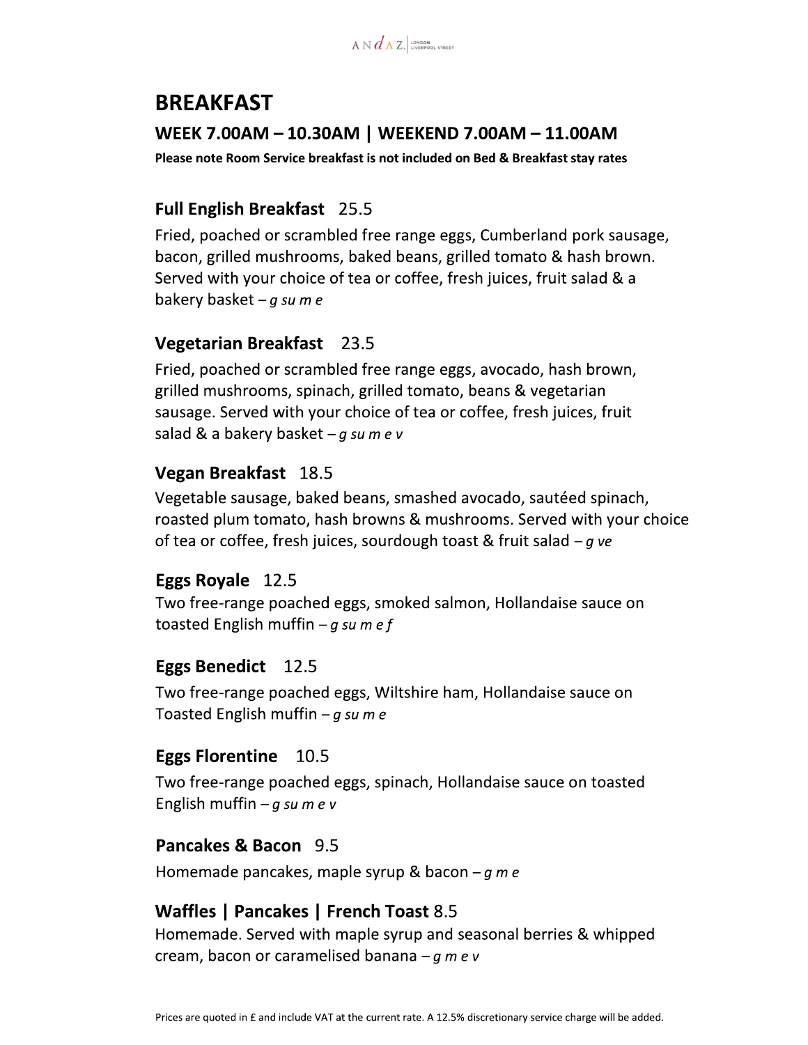# BREAKFAST

## WEEK 7.00AM – 10.30AM | WEEKEND 7.00AM – 11.00AM

**Please note Room Service breakfast is not included on Bed & Breakfast stay rates**

### Full English Breakfast 25.5

Fried, poached or scrambled free range eggs, Cumberland pork sausage, bacon, grilled mushrooms, baked beans, grilled tomato & hash brown. Served with your choice of tea or coffee, fresh juices, fruit salad & a bakery basket – *g su m e*

### Vegetarian Breakfast 23.5

Fried, poached or scrambled free range eggs, avocado, hash brown, grilled mushrooms, spinach, grilled tomato, beans & vegetarian sausage. Served with your choice of tea or coffee, fresh juices, fruit salad & a bakery basket – *g su m e v*

### Vegan Breakfast 18.5

Vegetable sausage, baked beans, smashed avocado, sautéed spinach, roasted plum tomato, hash browns & mushrooms. Served with your choice of tea or coffee, fresh juices, sourdough toast & fruit salad – *g ve*

### Eggs Royale 12.5

Two free-range poached eggs, smoked salmon, Hollandaise sauce on toasted English muffin – *g su m e f*

### Eggs Benedict 12.5

Two free-range poached eggs, Wiltshire ham, Hollandaise sauce on Toasted English muffin – *g su m e*

### Eggs Florentine 10.5

Two free-range poached eggs, spinach, Hollandaise sauce on toasted English muffin – *g su m e v*

### Pancakes & Bacon 9.5

Homemade pancakes, maple syrup & bacon – *g m e*

### Waffles | Pancakes | French Toast 8.5

Homemade. Served with maple syrup and seasonal berries & whipped cream, bacon or caramelised banana – *g m e v*

Prices are quoted in £ and include VAT at the current rate. A 12.5% discretionary service charge will be added.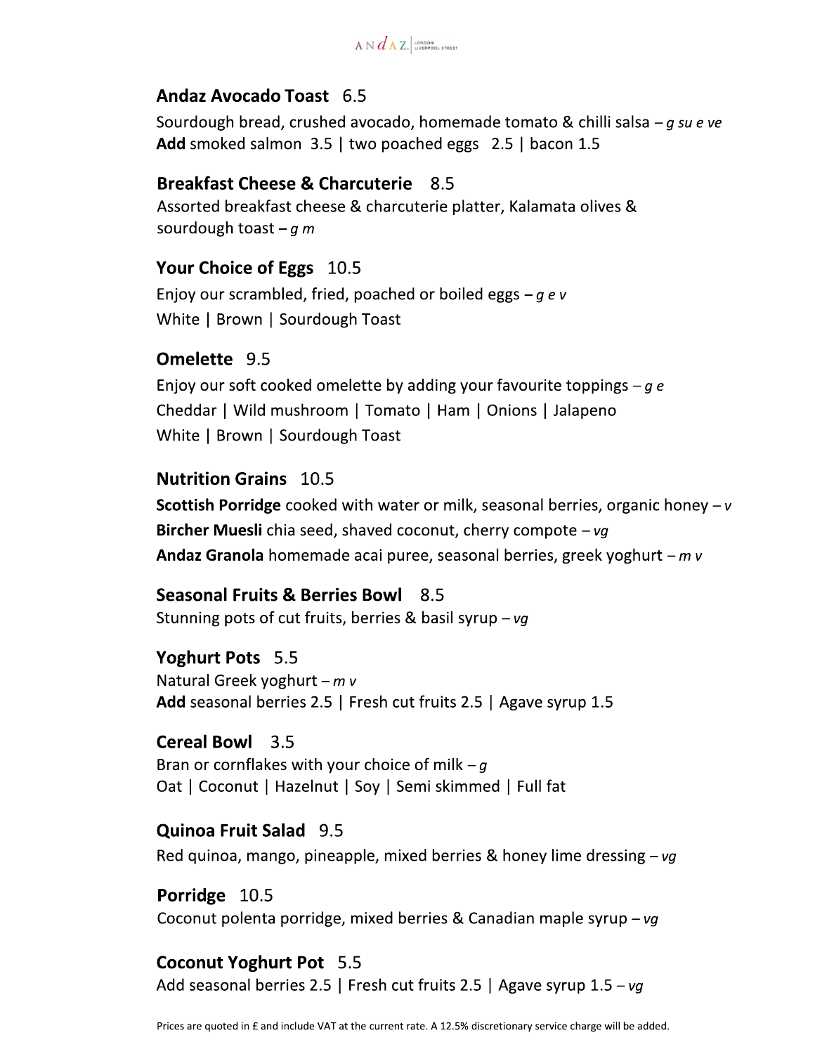## Andaz Avocado Toast 6.5

Sourdough bread, crushed avocado, homemade tomato & chilli salsa – *g su e ve*

**Add** smoked salmon 3.5 | two poached eggs 2.5 | bacon 1.5

## Breakfast Cheese & Charcuterie 8.5

Assorted breakfast cheese & charcuterie platter, Kalamata olives & sourdough toast – *g m*

## Your Choice of Eggs 10.5

Enjoy our scrambled, fried, poached or boiled eggs – *g e v*

White | Brown | Sourdough Toast

## Omelette 9.5

Enjoy our soft cooked omelette by adding your favourite toppings – *g e*

Cheddar | Wild mushroom | Tomato | Ham | Onions | Jalapeno

White | Brown | Sourdough Toast

## Nutrition Grains 10.5

**Scottish Porridge** cooked with water or milk, seasonal berries, organic honey – *v*

**Bircher Muesli** chia seed, shaved coconut, cherry compote – *vg*

**Andaz Granola** homemade acai puree, seasonal berries, greek yoghurt – *m v*

## Seasonal Fruits & Berries Bowl 8.5

Stunning pots of cut fruits, berries & basil syrup – *vg*

## Yoghurt Pots 5.5

Natural Greek yoghurt – *m v*

**Add** seasonal berries 2.5 | Fresh cut fruits 2.5 | Agave syrup 1.5

## Cereal Bowl 3.5

Bran or cornflakes with your choice of milk – *g*

Oat | Coconut | Hazelnut | Soy | Semi skimmed | Full fat

## Quinoa Fruit Salad 9.5

Red quinoa, mango, pineapple, mixed berries & honey lime dressing – *vg*

## Porridge 10.5

Coconut polenta porridge, mixed berries & Canadian maple syrup – *vg*

## Coconut Yoghurt Pot 5.5

Add seasonal berries 2.5 | Fresh cut fruits 2.5 | Agave syrup 1.5 – *vg*

Prices are quoted in £ and include VAT at the current rate. A 12.5% discretionary service charge will be added.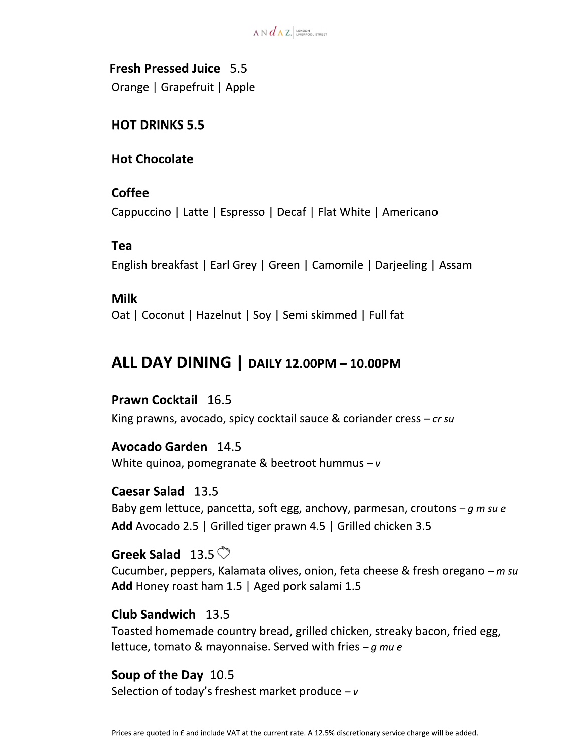**Fresh Pressed Juice** 5.5
Orange | Grapefruit | Apple

**HOT DRINKS 5.5**

**Hot Chocolate**

**Coffee**
Cappuccino | Latte | Espresso | Decaf | Flat White | Americano

**Tea**
English breakfast | Earl Grey | Green | Camomile | Darjeeling | Assam

**Milk**
Oat | Coconut | Hazelnut | Soy | Semi skimmed | Full fat

## ALL DAY DINING | DAILY 12.00PM – 10.00PM

**Prawn Cocktail** 16.5
King prawns, avocado, spicy cocktail sauce & coriander cress – *cr su*

**Avocado Garden** 14.5
White quinoa, pomegranate & beetroot hummus – *v*

**Caesar Salad** 13.5
Baby gem lettuce, pancetta, soft egg, anchovy, parmesan, croutons – *g m su e*
**Add** Avocado 2.5 | Grilled tiger prawn 4.5 | Grilled chicken 3.5

**Greek Salad** 13.5
Cucumber, peppers, Kalamata olives, onion, feta cheese & fresh oregano – *m su*
**Add** Honey roast ham 1.5 | Aged pork salami 1.5

**Club Sandwich** 13.5
Toasted homemade country bread, grilled chicken, streaky bacon, fried egg, lettuce, tomato & mayonnaise. Served with fries – *g mu e*

**Soup of the Day** 10.5
Selection of today's freshest market produce – *v*

Prices are quoted in £ and include VAT at the current rate. A 12.5% discretionary service charge will be added.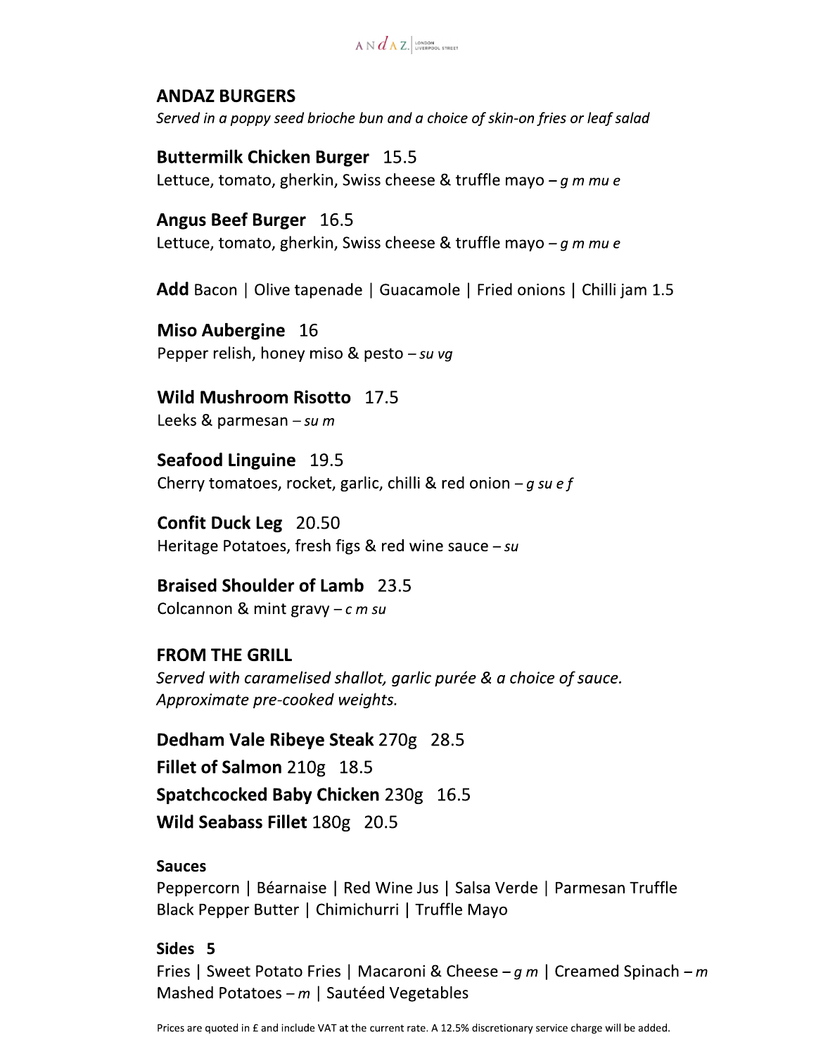## ANDAZ BURGERS

*Served in a poppy seed brioche bun and a choice of skin-on fries or leaf salad*

**Buttermilk Chicken Burger** 15.5
Lettuce, tomato, gherkin, Swiss cheese & truffle mayo – *g m mu e*

**Angus Beef Burger** 16.5
Lettuce, tomato, gherkin, Swiss cheese & truffle mayo – *g m mu e*

**Add** Bacon | Olive tapenade | Guacamole | Fried onions | Chilli jam 1.5

**Miso Aubergine** 16
Pepper relish, honey miso & pesto – *su vg*

**Wild Mushroom Risotto** 17.5
Leeks & parmesan – *su m*

**Seafood Linguine** 19.5
Cherry tomatoes, rocket, garlic, chilli & red onion – *g su e f*

**Confit Duck Leg** 20.50
Heritage Potatoes, fresh figs & red wine sauce – *su*

**Braised Shoulder of Lamb** 23.5
Colcannon & mint gravy – *c m su*

## FROM THE GRILL

*Served with caramelised shallot, garlic purée & a choice of sauce.*
*Approximate pre-cooked weights.*

**Dedham Vale Ribeye Steak** 270g 28.5
**Fillet of Salmon** 210g 18.5
**Spatchcocked Baby Chicken** 230g 16.5
**Wild Seabass Fillet** 180g 20.5

### Sauces

Peppercorn | Béarnaise | Red Wine Jus | Salsa Verde | Parmesan Truffle
Black Pepper Butter | Chimichurri | Truffle Mayo

### Sides 5

Fries | Sweet Potato Fries | Macaroni & Cheese – *g m* | Creamed Spinach – *m*
Mashed Potatoes – *m* | Sautéed Vegetables

Prices are quoted in £ and include VAT at the current rate. A 12.5% discretionary service charge will be added.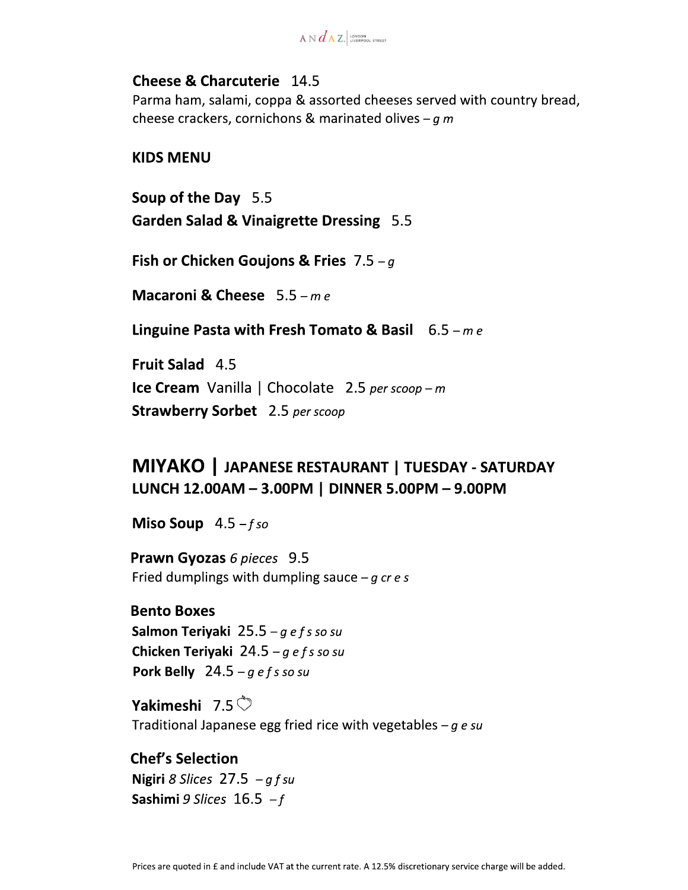**Cheese & Charcuterie** 14.5
Parma ham, salami, coppa & assorted cheeses served with country bread, cheese crackers, cornichons & marinated olives – *g m*

## KIDS MENU

**Soup of the Day** 5.5
**Garden Salad & Vinaigrette Dressing** 5.5

**Fish or Chicken Goujons & Fries** 7.5 – *g*

**Macaroni & Cheese** 5.5 – *m e*

**Linguine Pasta with Fresh Tomato & Basil** 6.5 – *m e*

**Fruit Salad** 4.5
**Ice Cream** Vanilla | Chocolate 2.5 *per scoop – m*
**Strawberry Sorbet** 2.5 *per scoop*

## MIYAKO | JAPANESE RESTAURANT | TUESDAY - SATURDAY LUNCH 12.00AM – 3.00PM | DINNER 5.00PM – 9.00PM

**Miso Soup** 4.5 – *f so*

**Prawn Gyozas** *6 pieces* 9.5
Fried dumplings with dumpling sauce – *g cr e s*

**Bento Boxes**
**Salmon Teriyaki** 25.5 – *g e f s so su*
**Chicken Teriyaki** 24.5 – *g e f s so su*
**Pork Belly** 24.5 – *g e f s so su*

**Yakimeshi** 7.5
Traditional Japanese egg fried rice with vegetables – *g e su*

**Chef's Selection**
**Nigiri** *8 Slices* 27.5 – *g f su*
**Sashimi** *9 Slices* 16.5 – *f*

Prices are quoted in £ and include VAT at the current rate. A 12.5% discretionary service charge will be added.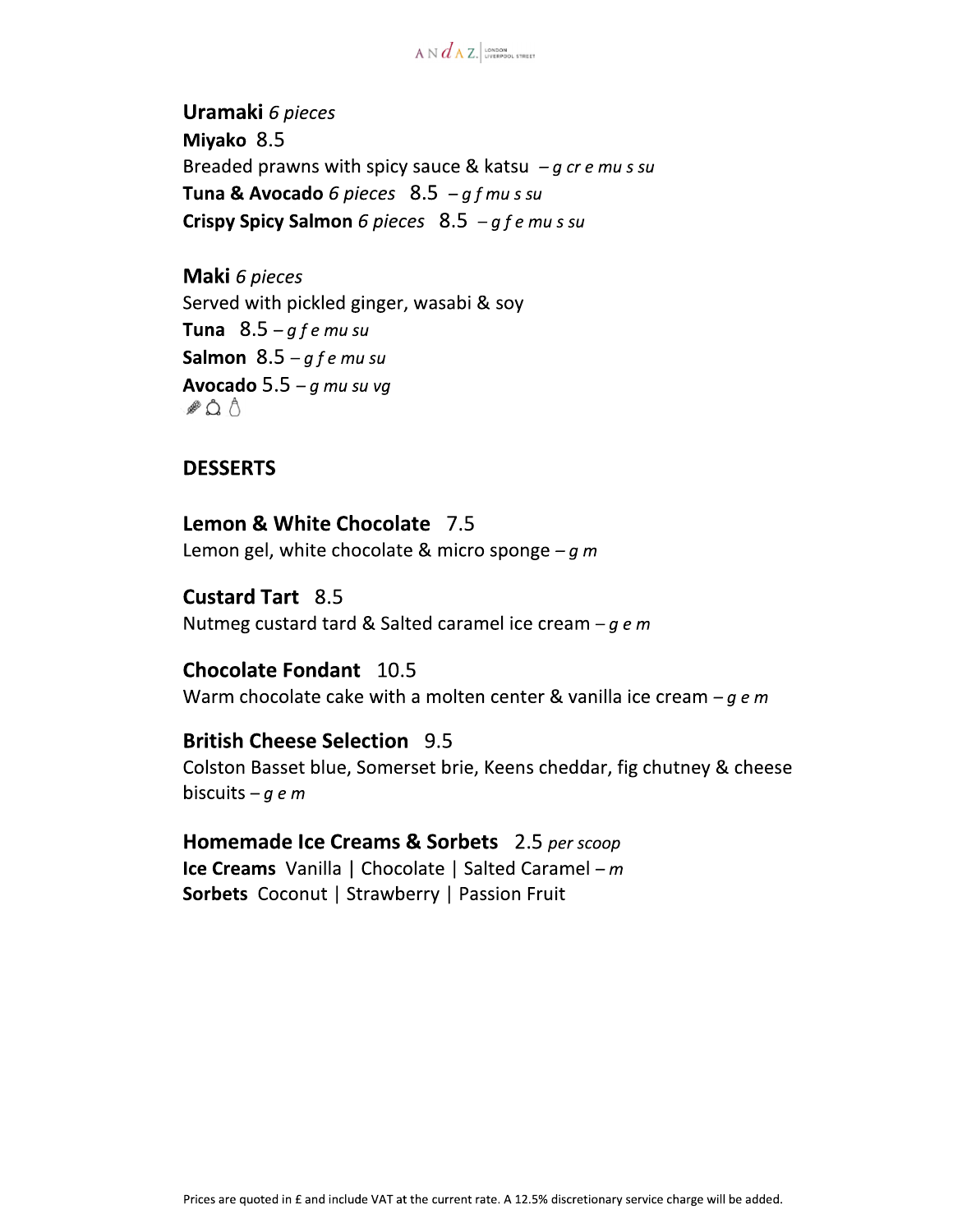## Uramaki *6 pieces*

**Miyako** 8.5
Breaded prawns with spicy sauce & katsu *– g cr e mu s su*

**Tuna & Avocado** *6 pieces* 8.5 *– g f mu s su*

**Crispy Spicy Salmon** *6 pieces* 8.5 *– g f e mu s su*

## Maki *6 pieces*

Served with pickled ginger, wasabi & soy

**Tuna** 8.5 *– g f e mu su*

**Salmon** 8.5 *– g f e mu su*

**Avocado** 5.5 *– g mu su vg*

## DESSERTS

**Lemon & White Chocolate** 7.5
Lemon gel, white chocolate & micro sponge *– g m*

**Custard Tart** 8.5
Nutmeg custard tard & Salted caramel ice cream *– g e m*

**Chocolate Fondant** 10.5
Warm chocolate cake with a molten center & vanilla ice cream *– g e m*

**British Cheese Selection** 9.5
Colston Basset blue, Somerset brie, Keens cheddar, fig chutney & cheese biscuits *– g e m*

**Homemade Ice Creams & Sorbets** 2.5 *per scoop*
**Ice Creams** Vanilla | Chocolate | Salted Caramel *– m*
**Sorbets** Coconut | Strawberry | Passion Fruit

Prices are quoted in £ and include VAT at the current rate. A 12.5% discretionary service charge will be added.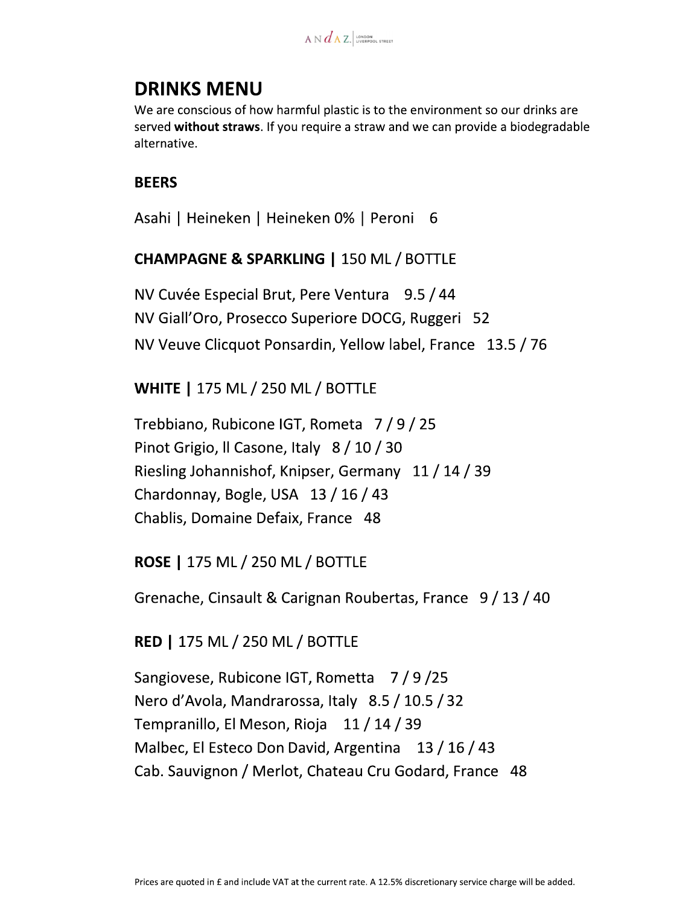# DRINKS MENU

We are conscious of how harmful plastic is to the environment so our drinks are served **without straws**. If you require a straw and we can provide a biodegradable alternative.

## BEERS

Asahi | Heineken | Heineken 0% | Peroni   6

## CHAMPAGNE & SPARKLING | 150 ML / BOTTLE

NV Cuvée Especial Brut, Pere Ventura   9.5 / 44
NV Giall'Oro, Prosecco Superiore DOCG, Ruggeri   52
NV Veuve Clicquot Ponsardin, Yellow label, France   13.5 / 76

## WHITE | 175 ML / 250 ML / BOTTLE

Trebbiano, Rubicone IGT, Rometa   7 / 9 / 25
Pinot Grigio, Il Casone, Italy   8 / 10 / 30
Riesling Johannishof, Knipser, Germany   11 / 14 / 39
Chardonnay, Bogle, USA   13 / 16 / 43
Chablis, Domaine Defaix, France   48

## ROSE | 175 ML / 250 ML / BOTTLE

Grenache, Cinsault & Carignan Roubertas, France   9 / 13 / 40

## RED | 175 ML / 250 ML / BOTTLE

Sangiovese, Rubicone IGT, Rometta   7 / 9 /25
Nero d'Avola, Mandrarossa, Italy   8.5 / 10.5 / 32
Tempranillo, El Meson, Rioja   11 / 14 / 39
Malbec, El Esteco Don David, Argentina   13 / 16 / 43
Cab. Sauvignon / Merlot, Chateau Cru Godard, France   48

Prices are quoted in £ and include VAT at the current rate. A 12.5% discretionary service charge will be added.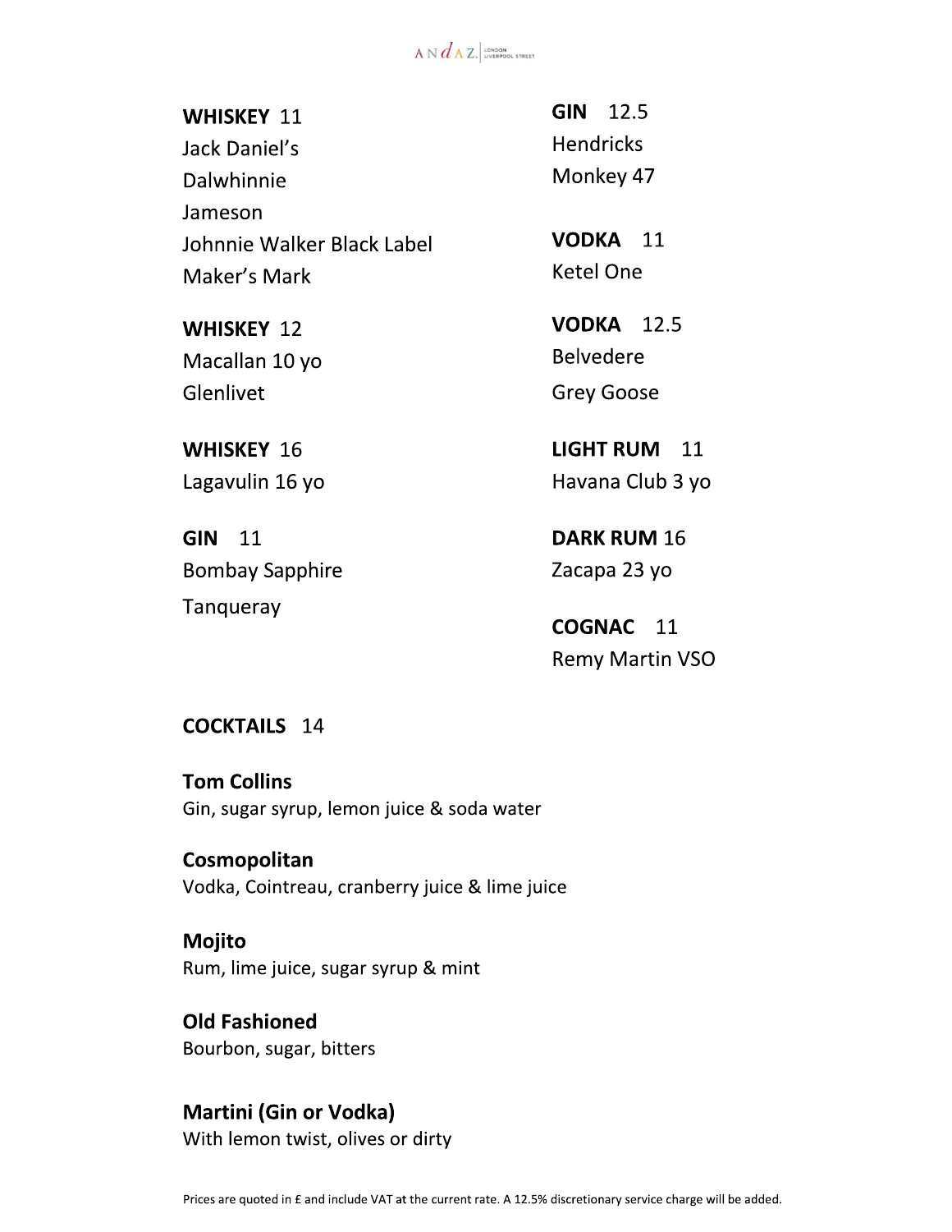**WHISKEY** 11

Jack Daniel's

Dalwhinnie

Jameson

Johnnie Walker Black Label

Maker's Mark

**WHISKEY** 12

Macallan 10 yo

Glenlivet

**WHISKEY** 16

Lagavulin 16 yo

**GIN** 11

Bombay Sapphire

Tanqueray

**GIN** 12.5

Hendricks

Monkey 47

**VODKA** 11

Ketel One

**VODKA** 12.5

Belvedere

Grey Goose

**LIGHT RUM** 11

Havana Club 3 yo

**DARK RUM** 16

Zacapa 23 yo

**COGNAC** 11

Remy Martin VSO

**COCKTAILS** 14

**Tom Collins**
Gin, sugar syrup, lemon juice & soda water

**Cosmopolitan**
Vodka, Cointreau, cranberry juice & lime juice

**Mojito**
Rum, lime juice, sugar syrup & mint

**Old Fashioned**
Bourbon, sugar, bitters

**Martini (Gin or Vodka)**
With lemon twist, olives or dirty

Prices are quoted in £ and include VAT at the current rate. A 12.5% discretionary service charge will be added.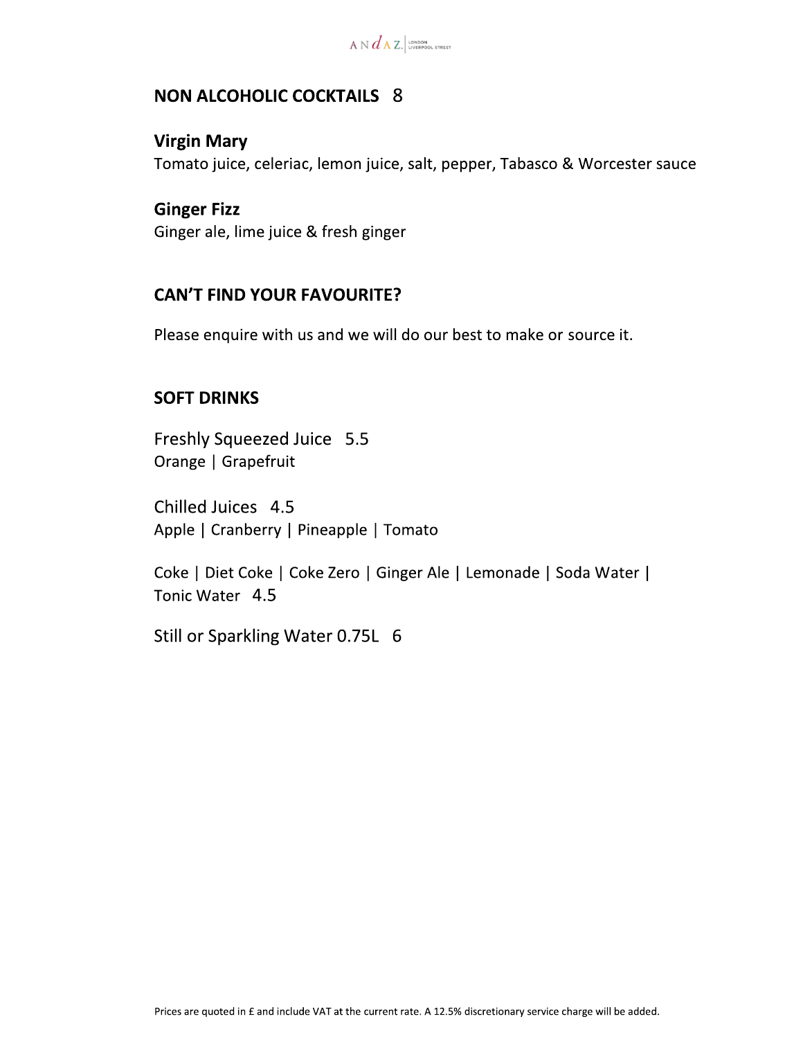## NON ALCOHOLIC COCKTAILS 8

**Virgin Mary**
Tomato juice, celeriac, lemon juice, salt, pepper, Tabasco & Worcester sauce

**Ginger Fizz**
Ginger ale, lime juice & fresh ginger

## CAN'T FIND YOUR FAVOURITE?

Please enquire with us and we will do our best to make or source it.

## SOFT DRINKS

Freshly Squeezed Juice 5.5
Orange | Grapefruit

Chilled Juices 4.5
Apple | Cranberry | Pineapple | Tomato

Coke | Diet Coke | Coke Zero | Ginger Ale | Lemonade | Soda Water | Tonic Water 4.5

Still or Sparkling Water 0.75L 6

Prices are quoted in £ and include VAT at the current rate. A 12.5% discretionary service charge will be added.